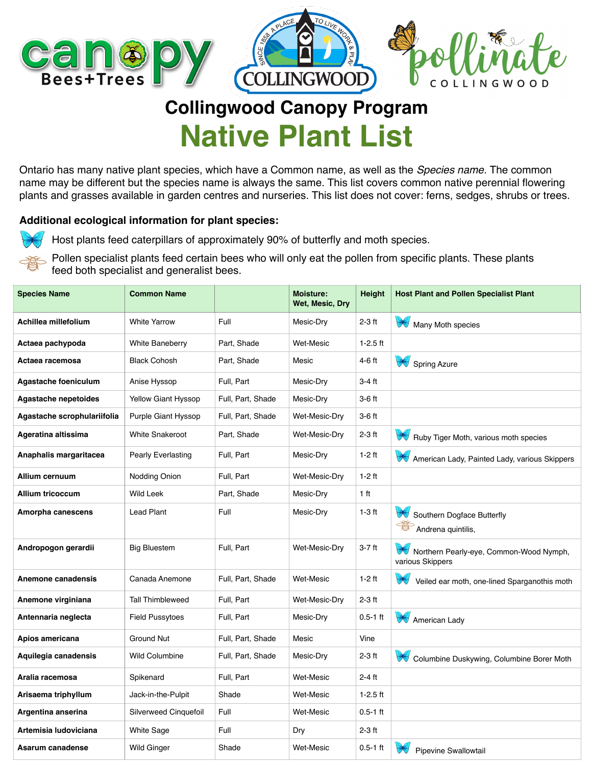# Collingwood Canopy Program

# Native Plant List

Ontario has many native plant species, which have a Common name, as well as the *Species name.* The common name may be different but the species name is always the same. This list covers common native perennial flowering plants and grasses available in garden centres and nurseries. This list does not cover: ferns, sedges, shrubs or trees.

**Additional ecological information for plant species:**

Host plants feed caterpillars of approximately 90% of butterfly and moth species.

Pollen specialist plants feed certain bees who will only eat the pollen from specific plants. These plants feed both specialist and generalist bees.

| Species Name | Common Name | | Moisture: Wet, Mesic, Dry | Height | Host Plant and Pollen Specialist Plant |
|---|---|---|---|---|---|
| **Achillea millefolium** | White Yarrow | Full | Mesic-Dry | 2-3 ft | Many Moth species |
| **Actaea pachypoda** | White Baneberry | Part, Shade | Wet-Mesic | 1-2.5 ft | |
| **Actaea racemosa** | Black Cohosh | Part, Shade | Mesic | 4-6 ft | Spring Azure |
| **Agastache foeniculum** | Anise Hyssop | Full, Part | Mesic-Dry | 3-4 ft | |
| **Agastache nepetoides** | Yellow Giant Hyssop | Full, Part, Shade | Mesic-Dry | 3-6 ft | |
| **Agastache scrophulariifolia** | Purple Giant Hyssop | Full, Part, Shade | Wet-Mesic-Dry | 3-6 ft | |
| **Ageratina altissima** | White Snakeroot | Part, Shade | Wet-Mesic-Dry | 2-3 ft | Ruby Tiger Moth, various moth species |
| **Anaphalis margaritacea** | Pearly Everlasting | Full, Part | Mesic-Dry | 1-2 ft | American Lady, Painted Lady, various Skippers |
| **Allium cernuum** | Nodding Onion | Full, Part | Wet-Mesic-Dry | 1-2 ft | |
| **Allium tricoccum** | Wild Leek | Part, Shade | Mesic-Dry | 1 ft | |
| **Amorpha canescens** | Lead Plant | Full | Mesic-Dry | 1-3 ft | Southern Dogface Butterfly; Andrena quintilis, |
| **Andropogon gerardii** | Big Bluestem | Full, Part | Wet-Mesic-Dry | 3-7 ft | Northern Pearly-eye, Common-Wood Nymph, various Skippers |
| **Anemone canadensis** | Canada Anemone | Full, Part, Shade | Wet-Mesic | 1-2 ft | Veiled ear moth, one-lined Sparganothis moth |
| **Anemone virginiana** | Tall Thimbleweed | Full, Part | Wet-Mesic-Dry | 2-3 ft | |
| **Antennaria neglecta** | Field Pussytoes | Full, Part | Mesic-Dry | 0.5-1 ft | American Lady |
| **Apios americana** | Ground Nut | Full, Part, Shade | Mesic | Vine | |
| **Aquilegia canadensis** | Wild Columbine | Full, Part, Shade | Mesic-Dry | 2-3 ft | Columbine Duskywing, Columbine Borer Moth |
| **Aralia racemosa** | Spikenard | Full, Part | Wet-Mesic | 2-4 ft | |
| **Arisaema triphyllum** | Jack-in-the-Pulpit | Shade | Wet-Mesic | 1-2.5 ft | |
| **Argentina anserina** | Silverweed Cinquefoil | Full | Wet-Mesic | 0.5-1 ft | |
| **Artemisia ludoviciana** | White Sage | Full | Dry | 2-3 ft | |
| **Asarum canadense** | Wild Ginger | Shade | Wet-Mesic | 0.5-1 ft | Pipevine Swallowtail |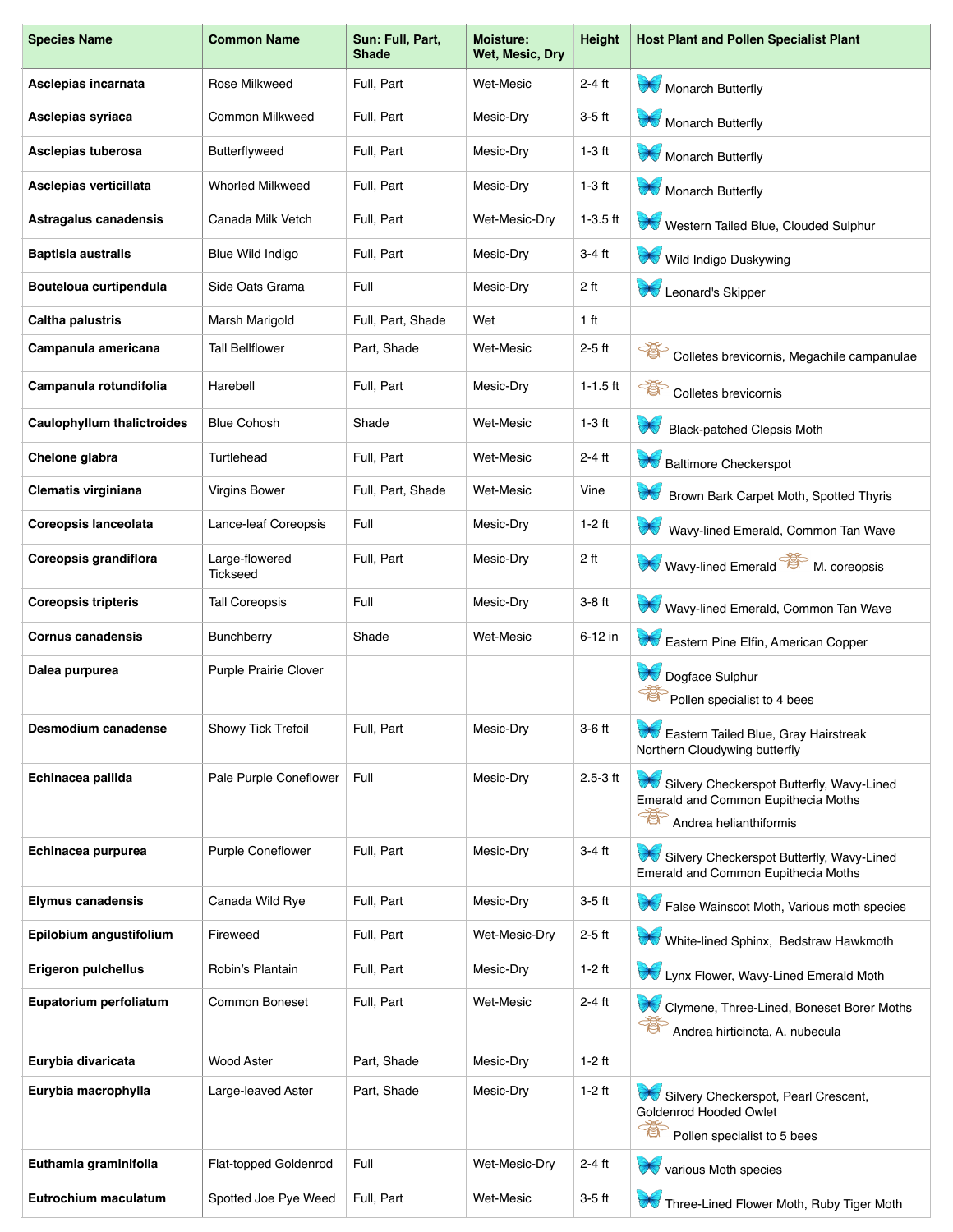| Species Name | Common Name | Sun: Full, Part, Shade | Moisture: Wet, Mesic, Dry | Height | Host Plant and Pollen Specialist Plant |
|---|---|---|---|---|---|
| **Asclepias incarnata** | Rose Milkweed | Full, Part | Wet-Mesic | 2-4 ft | Monarch Butterfly |
| **Asclepias syriaca** | Common Milkweed | Full, Part | Mesic-Dry | 3-5 ft | Monarch Butterfly |
| **Asclepias tuberosa** | Butterflyweed | Full, Part | Mesic-Dry | 1-3 ft | Monarch Butterfly |
| **Asclepias verticillata** | Whorled Milkweed | Full, Part | Mesic-Dry | 1-3 ft | Monarch Butterfly |
| **Astragalus canadensis** | Canada Milk Vetch | Full, Part | Wet-Mesic-Dry | 1-3.5 ft | Western Tailed Blue, Clouded Sulphur |
| **Baptisia australis** | Blue Wild Indigo | Full, Part | Mesic-Dry | 3-4 ft | Wild Indigo Duskywing |
| **Bouteloua curtipendula** | Side Oats Grama | Full | Mesic-Dry | 2 ft | Leonard's Skipper |
| **Caltha palustris** | Marsh Marigold | Full, Part, Shade | Wet | 1 ft | |
| **Campanula americana** | Tall Bellflower | Part, Shade | Wet-Mesic | 2-5 ft | Colletes brevicornis, Megachile campanulae |
| **Campanula rotundifolia** | Harebell | Full, Part | Mesic-Dry | 1-1.5 ft | Colletes brevicornis |
| **Caulophyllum thalictroides** | Blue Cohosh | Shade | Wet-Mesic | 1-3 ft | Black-patched Clepsis Moth |
| **Chelone glabra** | Turtlehead | Full, Part | Wet-Mesic | 2-4 ft | Baltimore Checkerspot |
| **Clematis virginiana** | Virgins Bower | Full, Part, Shade | Wet-Mesic | Vine | Brown Bark Carpet Moth, Spotted Thyris |
| **Coreopsis lanceolata** | Lance-leaf Coreopsis | Full | Mesic-Dry | 1-2 ft | Wavy-lined Emerald, Common Tan Wave |
| **Coreopsis grandiflora** | Large-flowered Tickseed | Full, Part | Mesic-Dry | 2 ft | Wavy-lined Emerald M. coreopsis |
| **Coreopsis tripteris** | Tall Coreopsis | Full | Mesic-Dry | 3-8 ft | Wavy-lined Emerald, Common Tan Wave |
| **Cornus canadensis** | Bunchberry | Shade | Wet-Mesic | 6-12 in | Eastern Pine Elfin, American Copper |
| **Dalea purpurea** | Purple Prairie Clover | | | | Dogface Sulphur<br>Pollen specialist to 4 bees |
| **Desmodium canadense** | Showy Tick Trefoil | Full, Part | Mesic-Dry | 3-6 ft | Eastern Tailed Blue, Gray Hairstreak Northern Cloudywing butterfly |
| **Echinacea pallida** | Pale Purple Coneflower | Full | Mesic-Dry | 2.5-3 ft | Silvery Checkerspot Butterfly, Wavy-Lined Emerald and Common Eupithecia Moths<br>Andrea helianthiformis |
| **Echinacea purpurea** | Purple Coneflower | Full, Part | Mesic-Dry | 3-4 ft | Silvery Checkerspot Butterfly, Wavy-Lined Emerald and Common Eupithecia Moths |
| **Elymus canadensis** | Canada Wild Rye | Full, Part | Mesic-Dry | 3-5 ft | False Wainscot Moth, Various moth species |
| **Epilobium angustifolium** | Fireweed | Full, Part | Wet-Mesic-Dry | 2-5 ft | White-lined Sphinx, Bedstraw Hawkmoth |
| **Erigeron pulchellus** | Robin's Plantain | Full, Part | Mesic-Dry | 1-2 ft | Lynx Flower, Wavy-Lined Emerald Moth |
| **Eupatorium perfoliatum** | Common Boneset | Full, Part | Wet-Mesic | 2-4 ft | Clymene, Three-Lined, Boneset Borer Moths<br>Andrea hirticincta, A. nubecula |
| **Eurybia divaricata** | Wood Aster | Part, Shade | Mesic-Dry | 1-2 ft | |
| **Eurybia macrophylla** | Large-leaved Aster | Part, Shade | Mesic-Dry | 1-2 ft | Silvery Checkerspot, Pearl Crescent, Goldenrod Hooded Owlet<br>Pollen specialist to 5 bees |
| **Euthamia graminifolia** | Flat-topped Goldenrod | Full | Wet-Mesic-Dry | 2-4 ft | various Moth species |
| **Eutrochium maculatum** | Spotted Joe Pye Weed | Full, Part | Wet-Mesic | 3-5 ft | Three-Lined Flower Moth, Ruby Tiger Moth |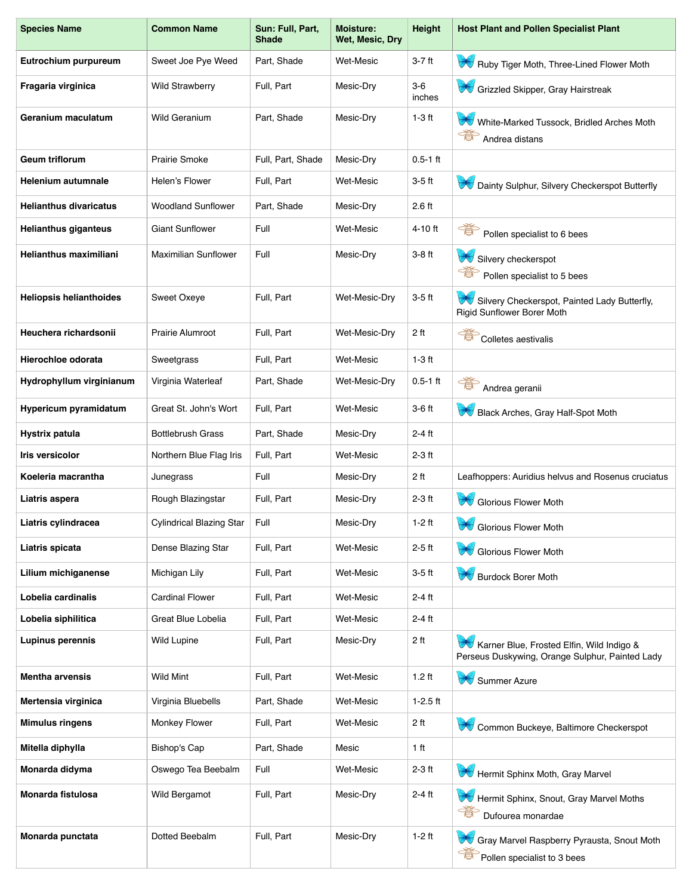| Species Name | Common Name | Sun: Full, Part, Shade | Moisture: Wet, Mesic, Dry | Height | Host Plant and Pollen Specialist Plant |
|---|---|---|---|---|---|
| **Eutrochium purpureum** | Sweet Joe Pye Weed | Part, Shade | Wet-Mesic | 3-7 ft | Ruby Tiger Moth, Three-Lined Flower Moth |
| **Fragaria virginica** | Wild Strawberry | Full, Part | Mesic-Dry | 3-6 inches | Grizzled Skipper, Gray Hairstreak |
| **Geranium maculatum** | Wild Geranium | Part, Shade | Mesic-Dry | 1-3 ft | White-Marked Tussock, Bridled Arches Moth<br>Andrea distans |
| **Geum triflorum** | Prairie Smoke | Full, Part, Shade | Mesic-Dry | 0.5-1 ft | |
| **Helenium autumnale** | Helen's Flower | Full, Part | Wet-Mesic | 3-5 ft | Dainty Sulphur, Silvery Checkerspot Butterfly |
| **Helianthus divaricatus** | Woodland Sunflower | Part, Shade | Mesic-Dry | 2.6 ft | |
| **Helianthus giganteus** | Giant Sunflower | Full | Wet-Mesic | 4-10 ft | Pollen specialist to 6 bees |
| **Helianthus maximiliani** | Maximilian Sunflower | Full | Mesic-Dry | 3-8 ft | Silvery checkerspot<br>Pollen specialist to 5 bees |
| **Heliopsis helianthoides** | Sweet Oxeye | Full, Part | Wet-Mesic-Dry | 3-5 ft | Silvery Checkerspot, Painted Lady Butterfly, Rigid Sunflower Borer Moth |
| **Heuchera richardsonii** | Prairie Alumroot | Full, Part | Wet-Mesic-Dry | 2 ft | Colletes aestivalis |
| **Hierochloe odorata** | Sweetgrass | Full, Part | Wet-Mesic | 1-3 ft | |
| **Hydrophyllum virginianum** | Virginia Waterleaf | Part, Shade | Wet-Mesic-Dry | 0.5-1 ft | Andrea geranii |
| **Hypericum pyramidatum** | Great St. John's Wort | Full, Part | Wet-Mesic | 3-6 ft | Black Arches, Gray Half-Spot Moth |
| **Hystrix patula** | Bottlebrush Grass | Part, Shade | Mesic-Dry | 2-4 ft | |
| **Iris versicolor** | Northern Blue Flag Iris | Full, Part | Wet-Mesic | 2-3 ft | |
| **Koeleria macrantha** | Junegrass | Full | Mesic-Dry | 2 ft | Leafhoppers: Auridius helvus and Rosenus cruciatus |
| **Liatris aspera** | Rough Blazingstar | Full, Part | Mesic-Dry | 2-3 ft | Glorious Flower Moth |
| **Liatris cylindracea** | Cylindrical Blazing Star | Full | Mesic-Dry | 1-2 ft | Glorious Flower Moth |
| **Liatris spicata** | Dense Blazing Star | Full, Part | Wet-Mesic | 2-5 ft | Glorious Flower Moth |
| **Lilium michiganense** | Michigan Lily | Full, Part | Wet-Mesic | 3-5 ft | Burdock Borer Moth |
| **Lobelia cardinalis** | Cardinal Flower | Full, Part | Wet-Mesic | 2-4 ft | |
| **Lobelia siphilitica** | Great Blue Lobelia | Full, Part | Wet-Mesic | 2-4 ft | |
| **Lupinus perennis** | Wild Lupine | Full, Part | Mesic-Dry | 2 ft | Karner Blue, Frosted Elfin, Wild Indigo & Perseus Duskywing, Orange Sulphur, Painted Lady |
| **Mentha arvensis** | Wild Mint | Full, Part | Wet-Mesic | 1.2 ft | Summer Azure |
| **Mertensia virginica** | Virginia Bluebells | Part, Shade | Wet-Mesic | 1-2.5 ft | |
| **Mimulus ringens** | Monkey Flower | Full, Part | Wet-Mesic | 2 ft | Common Buckeye, Baltimore Checkerspot |
| **Mitella diphylla** | Bishop's Cap | Part, Shade | Mesic | 1 ft | |
| **Monarda didyma** | Oswego Tea Beebalm | Full | Wet-Mesic | 2-3 ft | Hermit Sphinx Moth, Gray Marvel |
| **Monarda fistulosa** | Wild Bergamot | Full, Part | Mesic-Dry | 2-4 ft | Hermit Sphinx, Snout, Gray Marvel Moths<br>Dufourea monardae |
| **Monarda punctata** | Dotted Beebalm | Full, Part | Mesic-Dry | 1-2 ft | Gray Marvel Raspberry Pyrausta, Snout Moth<br>Pollen specialist to 3 bees |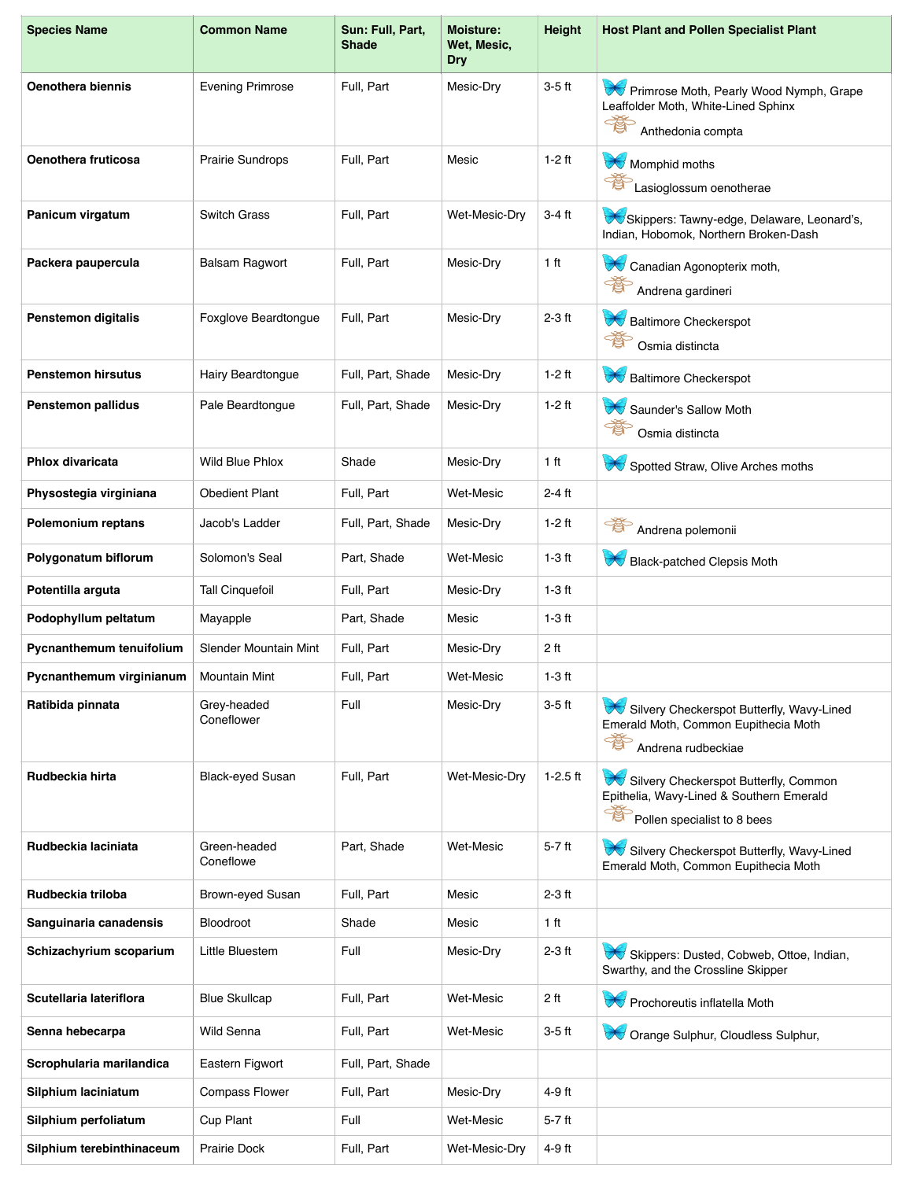| Species Name | Common Name | Sun: Full, Part, Shade | Moisture: Wet, Mesic, Dry | Height | Host Plant and Pollen Specialist Plant |
|---|---|---|---|---|---|
| **Oenothera biennis** | Evening Primrose | Full, Part | Mesic-Dry | 3-5 ft | Primrose Moth, Pearly Wood Nymph, Grape Leaffolder Moth, White-Lined Sphinx<br>Anthedonia compta |
| **Oenothera fruticosa** | Prairie Sundrops | Full, Part | Mesic | 1-2 ft | Momphid moths<br>Lasioglossum oenotherae |
| **Panicum virgatum** | Switch Grass | Full, Part | Wet-Mesic-Dry | 3-4 ft | Skippers: Tawny-edge, Delaware, Leonard's, Indian, Hobomok, Northern Broken-Dash |
| **Packera paupercula** | Balsam Ragwort | Full, Part | Mesic-Dry | 1 ft | Canadian Agonopterix moth,<br>Andrena gardineri |
| **Penstemon digitalis** | Foxglove Beardtongue | Full, Part | Mesic-Dry | 2-3 ft | Baltimore Checkerspot<br>Osmia distincta |
| **Penstemon hirsutus** | Hairy Beardtongue | Full, Part, Shade | Mesic-Dry | 1-2 ft | Baltimore Checkerspot |
| **Penstemon pallidus** | Pale Beardtongue | Full, Part, Shade | Mesic-Dry | 1-2 ft | Saunder's Sallow Moth<br>Osmia distincta |
| **Phlox divaricata** | Wild Blue Phlox | Shade | Mesic-Dry | 1 ft | Spotted Straw, Olive Arches moths |
| **Physostegia virginiana** | Obedient Plant | Full, Part | Wet-Mesic | 2-4 ft | |
| **Polemonium reptans** | Jacob's Ladder | Full, Part, Shade | Mesic-Dry | 1-2 ft | Andrena polemonii |
| **Polygonatum biflorum** | Solomon's Seal | Part, Shade | Wet-Mesic | 1-3 ft | Black-patched Clepsis Moth |
| **Potentilla arguta** | Tall Cinquefoil | Full, Part | Mesic-Dry | 1-3 ft | |
| **Podophyllum peltatum** | Mayapple | Part, Shade | Mesic | 1-3 ft | |
| **Pycnanthemum tenuifolium** | Slender Mountain Mint | Full, Part | Mesic-Dry | 2 ft | |
| **Pycnanthemum virginianum** | Mountain Mint | Full, Part | Wet-Mesic | 1-3 ft | |
| **Ratibida pinnata** | Grey-headed Coneflower | Full | Mesic-Dry | 3-5 ft | Silvery Checkerspot Butterfly, Wavy-Lined Emerald Moth, Common Eupithecia Moth<br>Andrena rudbeckiae |
| **Rudbeckia hirta** | Black-eyed Susan | Full, Part | Wet-Mesic-Dry | 1-2.5 ft | Silvery Checkerspot Butterfly, Common Epithelia, Wavy-Lined & Southern Emerald<br>Pollen specialist to 8 bees |
| **Rudbeckia laciniata** | Green-headed Coneflowe | Part, Shade | Wet-Mesic | 5-7 ft | Silvery Checkerspot Butterfly, Wavy-Lined Emerald Moth, Common Eupithecia Moth |
| **Rudbeckia triloba** | Brown-eyed Susan | Full, Part | Mesic | 2-3 ft | |
| **Sanguinaria canadensis** | Bloodroot | Shade | Mesic | 1 ft | |
| **Schizachyrium scoparium** | Little Bluestem | Full | Mesic-Dry | 2-3 ft | Skippers: Dusted, Cobweb, Ottoe, Indian, Swarthy, and the Crossline Skipper |
| **Scutellaria lateriflora** | Blue Skullcap | Full, Part | Wet-Mesic | 2 ft | Prochoreutis inflatella Moth |
| **Senna hebecarpa** | Wild Senna | Full, Part | Wet-Mesic | 3-5 ft | Orange Sulphur, Cloudless Sulphur, |
| **Scrophularia marilandica** | Eastern Figwort | Full, Part, Shade | | | |
| **Silphium laciniatum** | Compass Flower | Full, Part | Mesic-Dry | 4-9 ft | |
| **Silphium perfoliatum** | Cup Plant | Full | Wet-Mesic | 5-7 ft | |
| **Silphium terebinthinaceum** | Prairie Dock | Full, Part | Wet-Mesic-Dry | 4-9 ft | |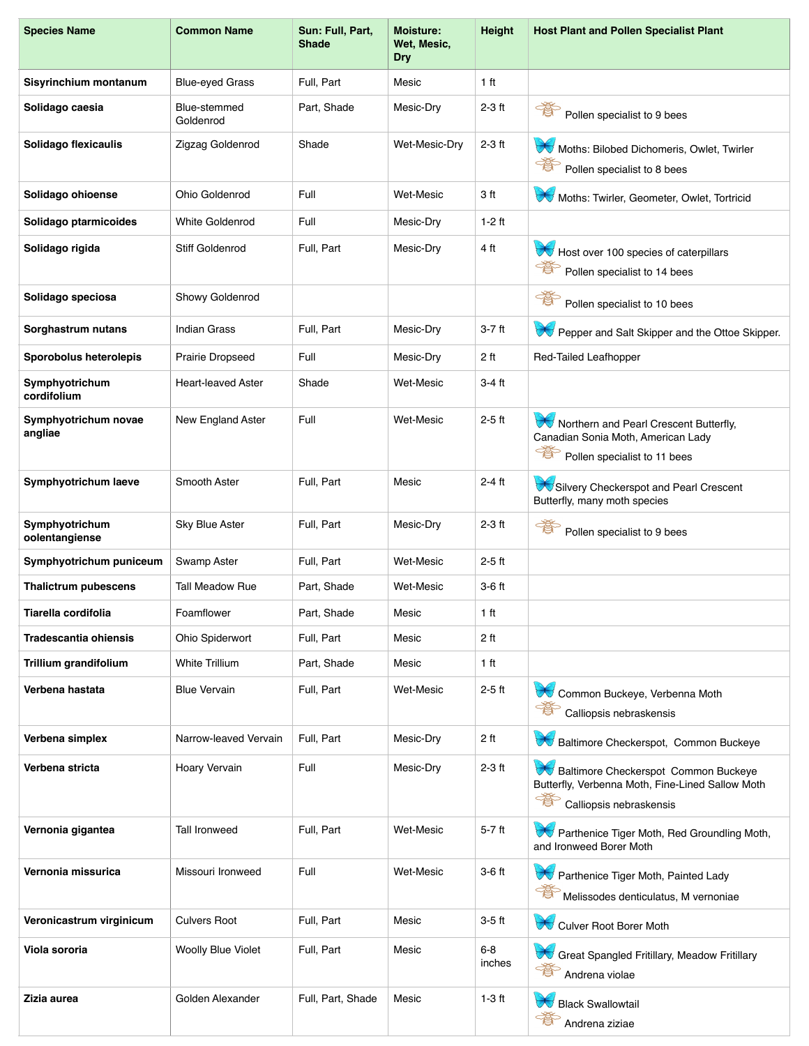| Species Name | Common Name | Sun: Full, Part, Shade | Moisture: Wet, Mesic, Dry | Height | Host Plant and Pollen Specialist Plant |
|---|---|---|---|---|---|
| **Sisyrinchium montanum** | Blue-eyed Grass | Full, Part | Mesic | 1 ft | |
| **Solidago caesia** | Blue-stemmed Goldenrod | Part, Shade | Mesic-Dry | 2-3 ft | Pollen specialist to 9 bees |
| **Solidago flexicaulis** | Zigzag Goldenrod | Shade | Wet-Mesic-Dry | 2-3 ft | Moths: Bilobed Dichomeris, Owlet, Twirler<br>Pollen specialist to 8 bees |
| **Solidago ohioense** | Ohio Goldenrod | Full | Wet-Mesic | 3 ft | Moths: Twirler, Geometer, Owlet, Tortricid |
| **Solidago ptarmicoides** | White Goldenrod | Full | Mesic-Dry | 1-2 ft | |
| **Solidago rigida** | Stiff Goldenrod | Full, Part | Mesic-Dry | 4 ft | Host over 100 species of caterpillars<br>Pollen specialist to 14 bees |
| **Solidago speciosa** | Showy Goldenrod | | | | Pollen specialist to 10 bees |
| **Sorghastrum nutans** | Indian Grass | Full, Part | Mesic-Dry | 3-7 ft | Pepper and Salt Skipper and the Ottoe Skipper. |
| **Sporobolus heterolepis** | Prairie Dropseed | Full | Mesic-Dry | 2 ft | Red-Tailed Leafhopper |
| **Symphyotrichum cordifolium** | Heart-leaved Aster | Shade | Wet-Mesic | 3-4 ft | |
| **Symphyotrichum novae angliae** | New England Aster | Full | Wet-Mesic | 2-5 ft | Northern and Pearl Crescent Butterfly, Canadian Sonia Moth, American Lady<br>Pollen specialist to 11 bees |
| **Symphyotrichum laeve** | Smooth Aster | Full, Part | Mesic | 2-4 ft | Silvery Checkerspot and Pearl Crescent Butterfly, many moth species |
| **Symphyotrichum oolentangiense** | Sky Blue Aster | Full, Part | Mesic-Dry | 2-3 ft | Pollen specialist to 9 bees |
| **Symphyotrichum puniceum** | Swamp Aster | Full, Part | Wet-Mesic | 2-5 ft | |
| **Thalictrum pubescens** | Tall Meadow Rue | Part, Shade | Wet-Mesic | 3-6 ft | |
| **Tiarella cordifolia** | Foamflower | Part, Shade | Mesic | 1 ft | |
| **Tradescantia ohiensis** | Ohio Spiderwort | Full, Part | Mesic | 2 ft | |
| **Trillium grandifolium** | White Trillium | Part, Shade | Mesic | 1 ft | |
| **Verbena hastata** | Blue Vervain | Full, Part | Wet-Mesic | 2-5 ft | Common Buckeye, Verbenna Moth<br>Calliopsis nebraskensis |
| **Verbena simplex** | Narrow-leaved Vervain | Full, Part | Mesic-Dry | 2 ft | Baltimore Checkerspot, Common Buckeye |
| **Verbena stricta** | Hoary Vervain | Full | Mesic-Dry | 2-3 ft | Baltimore Checkerspot Common Buckeye Butterfly, Verbenna Moth, Fine-Lined Sallow Moth<br>Calliopsis nebraskensis |
| **Vernonia gigantea** | Tall Ironweed | Full, Part | Wet-Mesic | 5-7 ft | Parthenice Tiger Moth, Red Groundling Moth, and Ironweed Borer Moth |
| **Vernonia missurica** | Missouri Ironweed | Full | Wet-Mesic | 3-6 ft | Parthenice Tiger Moth, Painted Lady<br>Melissodes denticulatus, M vernoniae |
| **Veronicastrum virginicum** | Culvers Root | Full, Part | Mesic | 3-5 ft | Culver Root Borer Moth |
| **Viola sororia** | Woolly Blue Violet | Full, Part | Mesic | 6-8 inches | Great Spangled Fritillary, Meadow Fritillary<br>Andrena violae |
| **Zizia aurea** | Golden Alexander | Full, Part, Shade | Mesic | 1-3 ft | Black Swallowtail<br>Andrena ziziae |